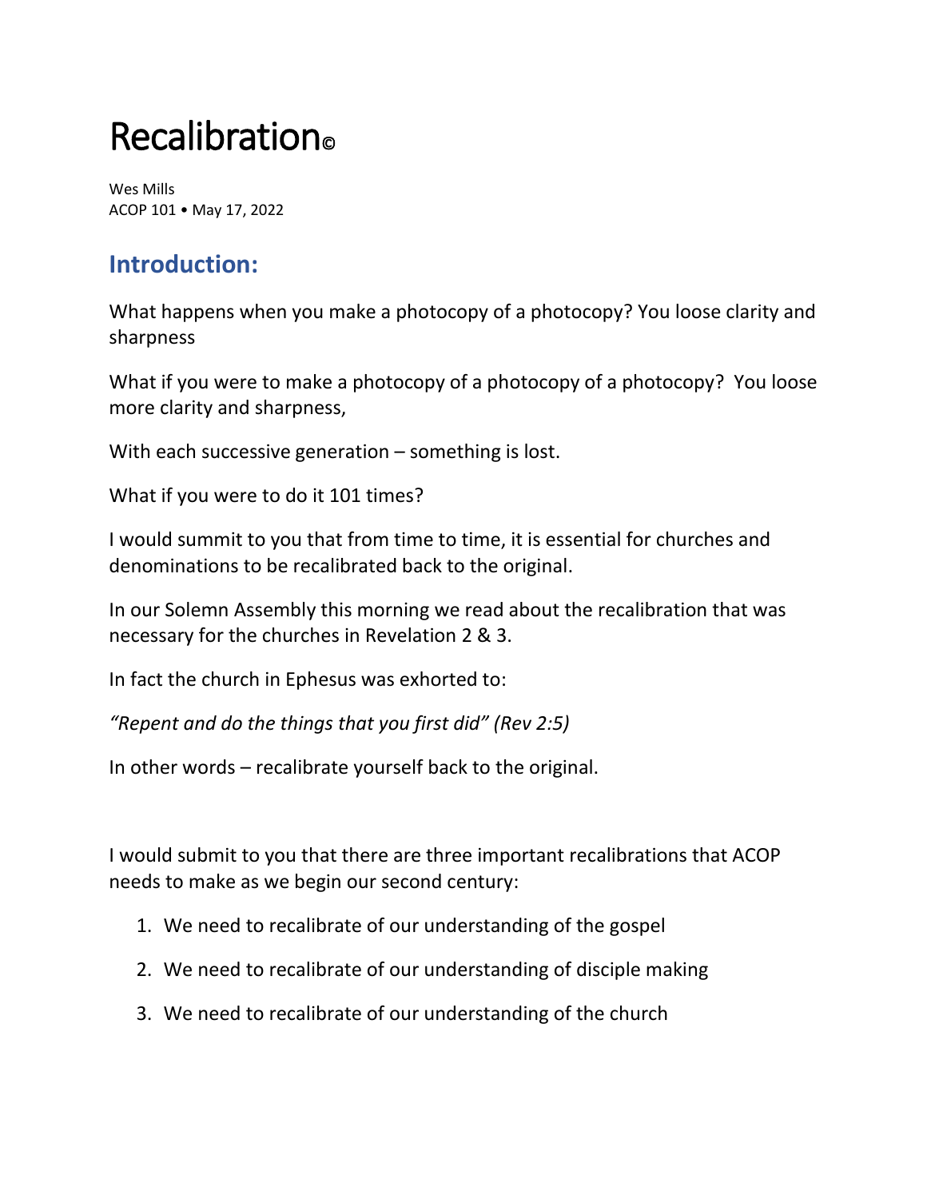# Recalibration©

Wes Mills
ACOP 101 • May 17, 2022

## Introduction:

What happens when you make a photocopy of a photocopy? You loose clarity and sharpness

What if you were to make a photocopy of a photocopy of a photocopy? You loose more clarity and sharpness,

With each successive generation – something is lost.

What if you were to do it 101 times?

I would summit to you that from time to time, it is essential for churches and denominations to be recalibrated back to the original.

In our Solemn Assembly this morning we read about the recalibration that was necessary for the churches in Revelation 2 & 3.

In fact the church in Ephesus was exhorted to:

*"Repent and do the things that you first did" (Rev 2:5)*

In other words – recalibrate yourself back to the original.

I would submit to you that there are three important recalibrations that ACOP needs to make as we begin our second century:

1. We need to recalibrate of our understanding of the gospel
2. We need to recalibrate of our understanding of disciple making
3. We need to recalibrate of our understanding of the church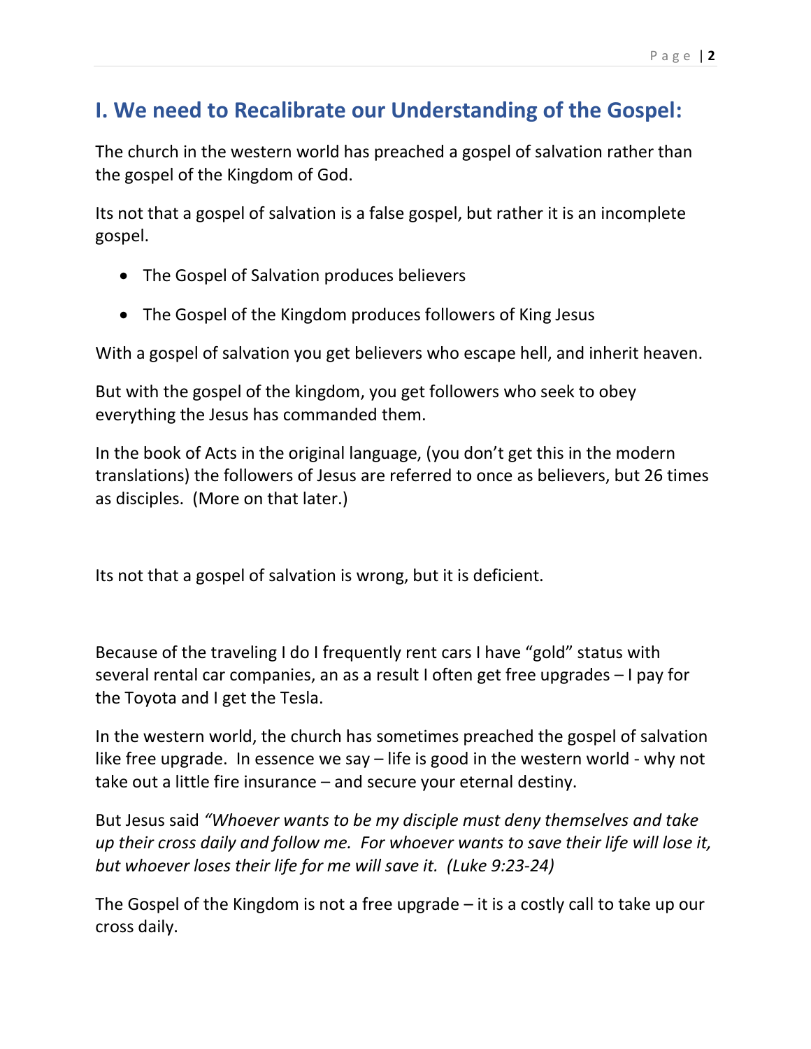## I. We need to Recalibrate our Understanding of the Gospel:

The church in the western world has preached a gospel of salvation rather than the gospel of the Kingdom of God.

Its not that a gospel of salvation is a false gospel, but rather it is an incomplete gospel.

- The Gospel of Salvation produces believers
- The Gospel of the Kingdom produces followers of King Jesus

With a gospel of salvation you get believers who escape hell, and inherit heaven.

But with the gospel of the kingdom, you get followers who seek to obey everything the Jesus has commanded them.

In the book of Acts in the original language, (you don't get this in the modern translations) the followers of Jesus are referred to once as believers, but 26 times as disciples. (More on that later.)

Its not that a gospel of salvation is wrong, but it is deficient.

Because of the traveling I do I frequently rent cars I have "gold" status with several rental car companies, an as a result I often get free upgrades – I pay for the Toyota and I get the Tesla.

In the western world, the church has sometimes preached the gospel of salvation like free upgrade. In essence we say – life is good in the western world - why not take out a little fire insurance – and secure your eternal destiny.

But Jesus said *"Whoever wants to be my disciple must deny themselves and take up their cross daily and follow me. For whoever wants to save their life will lose it, but whoever loses their life for me will save it. (Luke 9:23-24)*

The Gospel of the Kingdom is not a free upgrade – it is a costly call to take up our cross daily.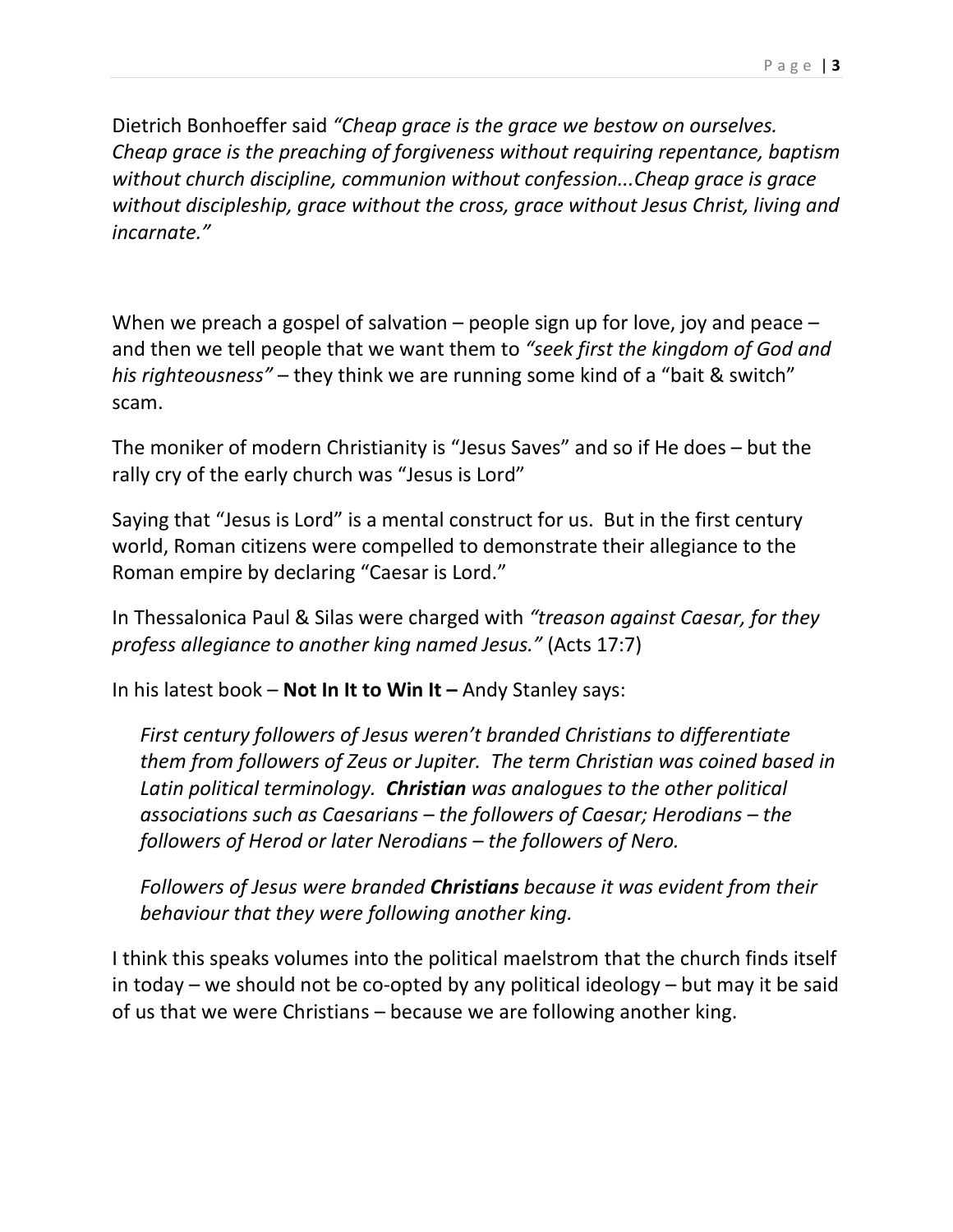Dietrich Bonhoeffer said *"Cheap grace is the grace we bestow on ourselves. Cheap grace is the preaching of forgiveness without requiring repentance, baptism without church discipline, communion without confession...Cheap grace is grace without discipleship, grace without the cross, grace without Jesus Christ, living and incarnate."*

When we preach a gospel of salvation – people sign up for love, joy and peace – and then we tell people that we want them to *"seek first the kingdom of God and his righteousness"* – they think we are running some kind of a "bait & switch" scam.

The moniker of modern Christianity is "Jesus Saves" and so if He does – but the rally cry of the early church was "Jesus is Lord"

Saying that "Jesus is Lord" is a mental construct for us. But in the first century world, Roman citizens were compelled to demonstrate their allegiance to the Roman empire by declaring "Caesar is Lord."

In Thessalonica Paul & Silas were charged with *"treason against Caesar, for they profess allegiance to another king named Jesus."* (Acts 17:7)

In his latest book – **Not In It to Win It –** Andy Stanley says:

> *First century followers of Jesus weren't branded Christians to differentiate them from followers of Zeus or Jupiter. The term Christian was coined based in Latin political terminology.* ***Christian*** *was analogues to the other political associations such as Caesarians – the followers of Caesar; Herodians – the followers of Herod or later Nerodians – the followers of Nero.*
>
> *Followers of Jesus were branded* ***Christians*** *because it was evident from their behaviour that they were following another king.*

I think this speaks volumes into the political maelstrom that the church finds itself in today – we should not be co-opted by any political ideology – but may it be said of us that we were Christians – because we are following another king.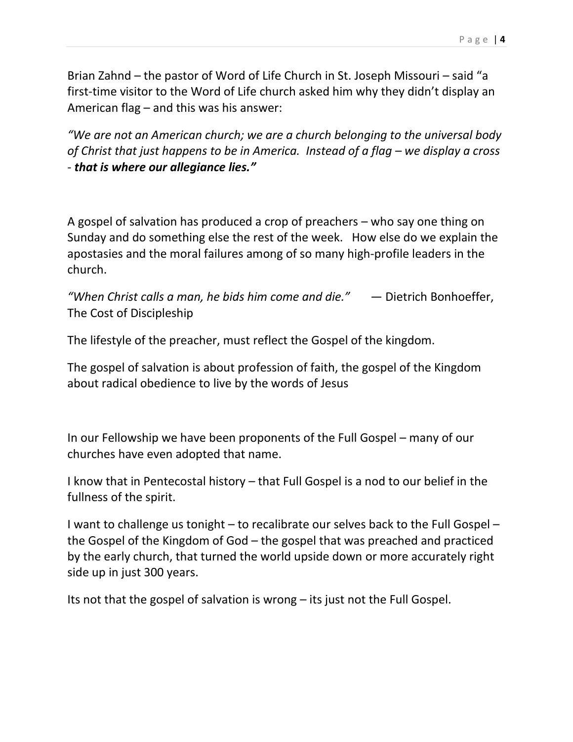Brian Zahnd – the pastor of Word of Life Church in St. Joseph Missouri – said "a first-time visitor to the Word of Life church asked him why they didn't display an American flag – and this was his answer:

*"We are not an American church; we are a church belonging to the universal body of Christ that just happens to be in America. Instead of a flag – we display a cross -* ***that is where our allegiance lies."***

A gospel of salvation has produced a crop of preachers – who say one thing on Sunday and do something else the rest of the week. How else do we explain the apostasies and the moral failures among of so many high-profile leaders in the church.

*"When Christ calls a man, he bids him come and die."* — Dietrich Bonhoeffer, The Cost of Discipleship

The lifestyle of the preacher, must reflect the Gospel of the kingdom.

The gospel of salvation is about profession of faith, the gospel of the Kingdom about radical obedience to live by the words of Jesus

In our Fellowship we have been proponents of the Full Gospel – many of our churches have even adopted that name.

I know that in Pentecostal history – that Full Gospel is a nod to our belief in the fullness of the spirit.

I want to challenge us tonight – to recalibrate our selves back to the Full Gospel – the Gospel of the Kingdom of God – the gospel that was preached and practiced by the early church, that turned the world upside down or more accurately right side up in just 300 years.

Its not that the gospel of salvation is wrong – its just not the Full Gospel.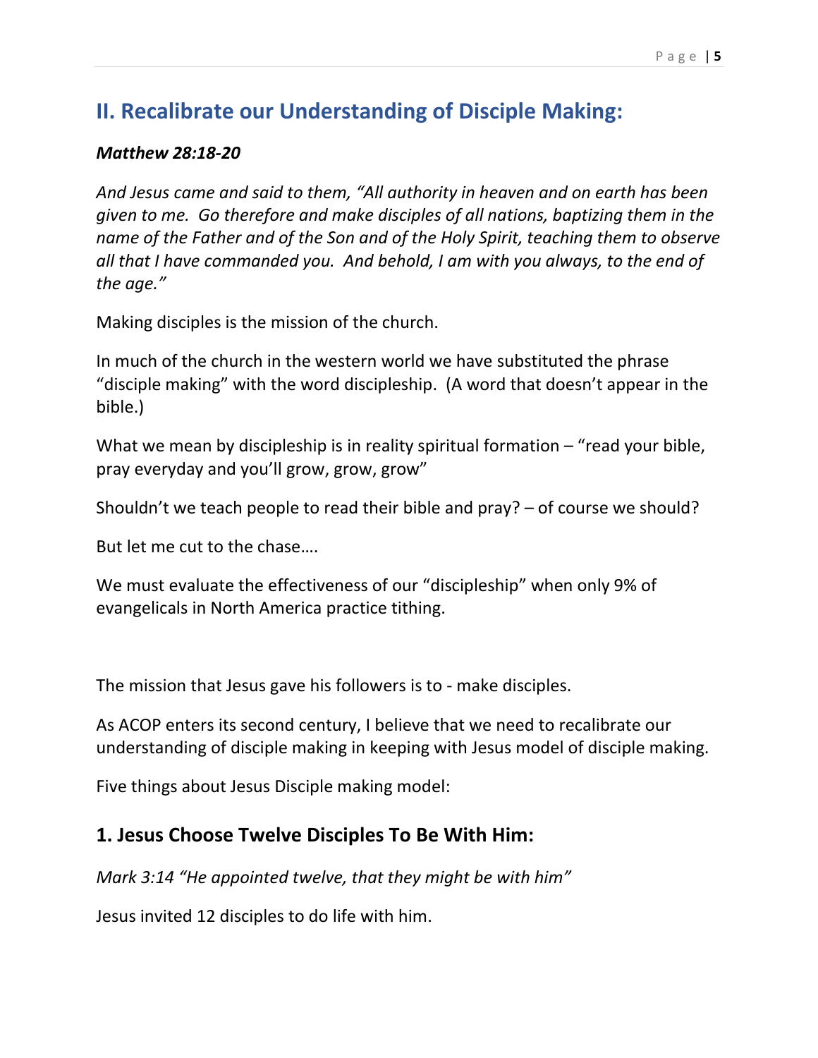## II. Recalibrate our Understanding of Disciple Making:

***Matthew 28:18-20***

*And Jesus came and said to them, "All authority in heaven and on earth has been given to me. Go therefore and make disciples of all nations, baptizing them in the name of the Father and of the Son and of the Holy Spirit, teaching them to observe all that I have commanded you. And behold, I am with you always, to the end of the age."*

Making disciples is the mission of the church.

In much of the church in the western world we have substituted the phrase "disciple making" with the word discipleship. (A word that doesn't appear in the bible.)

What we mean by discipleship is in reality spiritual formation – "read your bible, pray everyday and you'll grow, grow, grow"

Shouldn't we teach people to read their bible and pray? – of course we should?

But let me cut to the chase….

We must evaluate the effectiveness of our "discipleship" when only 9% of evangelicals in North America practice tithing.

The mission that Jesus gave his followers is to - make disciples.

As ACOP enters its second century, I believe that we need to recalibrate our understanding of disciple making in keeping with Jesus model of disciple making.

Five things about Jesus Disciple making model:

### 1. Jesus Choose Twelve Disciples To Be With Him:

*Mark 3:14 "He appointed twelve, that they might be with him"*

Jesus invited 12 disciples to do life with him.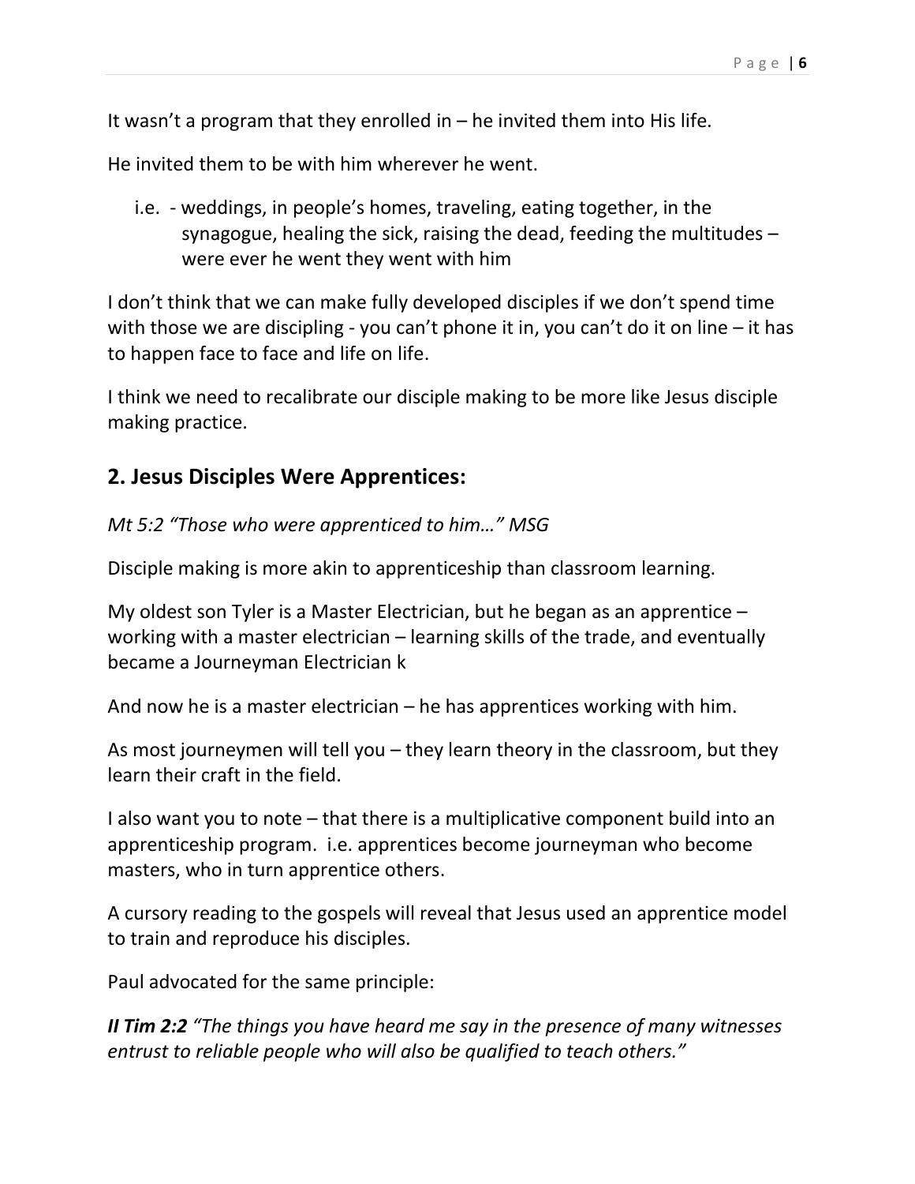It wasn't a program that they enrolled in – he invited them into His life.

He invited them to be with him wherever he went.

i.e. - weddings, in people's homes, traveling, eating together, in the synagogue, healing the sick, raising the dead, feeding the multitudes – were ever he went they went with him

I don't think that we can make fully developed disciples if we don't spend time with those we are discipling - you can't phone it in, you can't do it on line – it has to happen face to face and life on life.

I think we need to recalibrate our disciple making to be more like Jesus disciple making practice.

## 2. Jesus Disciples Were Apprentices:

*Mt 5:2 "Those who were apprenticed to him…" MSG*

Disciple making is more akin to apprenticeship than classroom learning.

My oldest son Tyler is a Master Electrician, but he began as an apprentice – working with a master electrician – learning skills of the trade, and eventually became a Journeyman Electrician k

And now he is a master electrician – he has apprentices working with him.

As most journeymen will tell you – they learn theory in the classroom, but they learn their craft in the field.

I also want you to note – that there is a multiplicative component build into an apprenticeship program. i.e. apprentices become journeyman who become masters, who in turn apprentice others.

A cursory reading to the gospels will reveal that Jesus used an apprentice model to train and reproduce his disciples.

Paul advocated for the same principle:

***II Tim 2:2*** *"The things you have heard me say in the presence of many witnesses entrust to reliable people who will also be qualified to teach others."*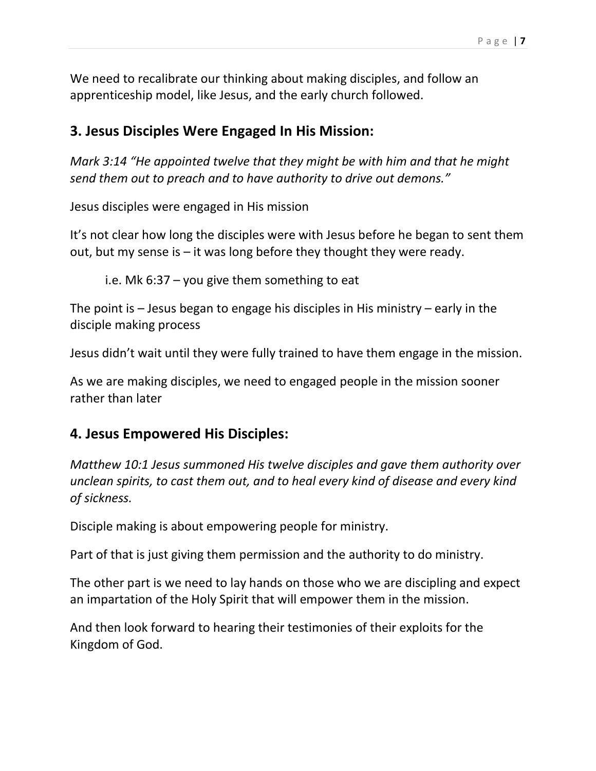We need to recalibrate our thinking about making disciples, and follow an apprenticeship model, like Jesus, and the early church followed.

## 3. Jesus Disciples Were Engaged In His Mission:

*Mark 3:14 "He appointed twelve that they might be with him and that he might send them out to preach and to have authority to drive out demons."*

Jesus disciples were engaged in His mission

It's not clear how long the disciples were with Jesus before he began to sent them out, but my sense is – it was long before they thought they were ready.

> i.e. Mk 6:37 – you give them something to eat

The point is – Jesus began to engage his disciples in His ministry – early in the disciple making process

Jesus didn't wait until they were fully trained to have them engage in the mission.

As we are making disciples, we need to engaged people in the mission sooner rather than later

## 4. Jesus Empowered His Disciples:

*Matthew 10:1 Jesus summoned His twelve disciples and gave them authority over unclean spirits, to cast them out, and to heal every kind of disease and every kind of sickness.*

Disciple making is about empowering people for ministry.

Part of that is just giving them permission and the authority to do ministry.

The other part is we need to lay hands on those who we are discipling and expect an impartation of the Holy Spirit that will empower them in the mission.

And then look forward to hearing their testimonies of their exploits for the Kingdom of God.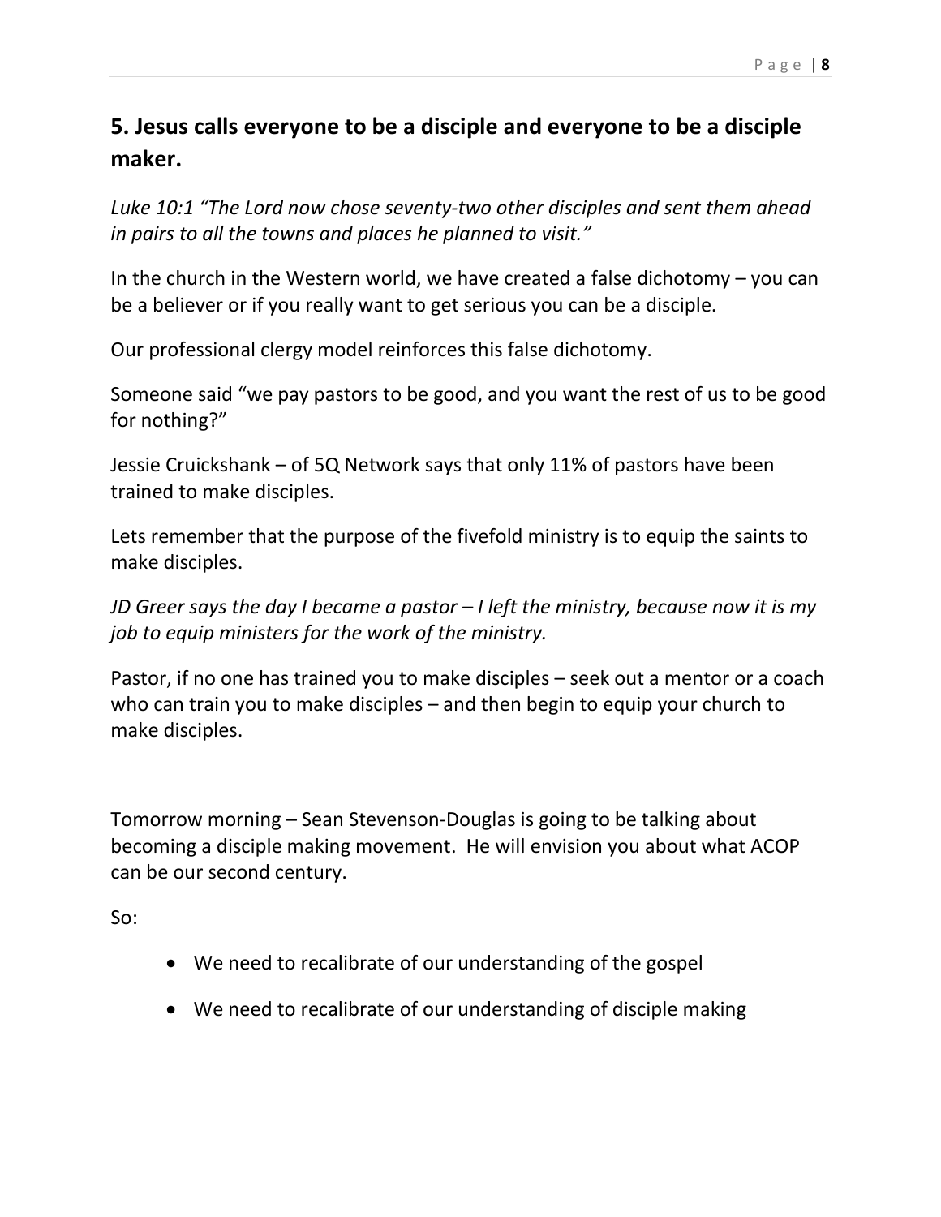## 5. Jesus calls everyone to be a disciple and everyone to be a disciple maker.

*Luke 10:1 "The Lord now chose seventy-two other disciples and sent them ahead in pairs to all the towns and places he planned to visit."*

In the church in the Western world, we have created a false dichotomy – you can be a believer or if you really want to get serious you can be a disciple.

Our professional clergy model reinforces this false dichotomy.

Someone said "we pay pastors to be good, and you want the rest of us to be good for nothing?"

Jessie Cruickshank – of 5Q Network says that only 11% of pastors have been trained to make disciples.

Lets remember that the purpose of the fivefold ministry is to equip the saints to make disciples.

*JD Greer says the day I became a pastor – I left the ministry, because now it is my job to equip ministers for the work of the ministry.*

Pastor, if no one has trained you to make disciples – seek out a mentor or a coach who can train you to make disciples – and then begin to equip your church to make disciples.

Tomorrow morning – Sean Stevenson-Douglas is going to be talking about becoming a disciple making movement. He will envision you about what ACOP can be our second century.

So:

- We need to recalibrate of our understanding of the gospel
- We need to recalibrate of our understanding of disciple making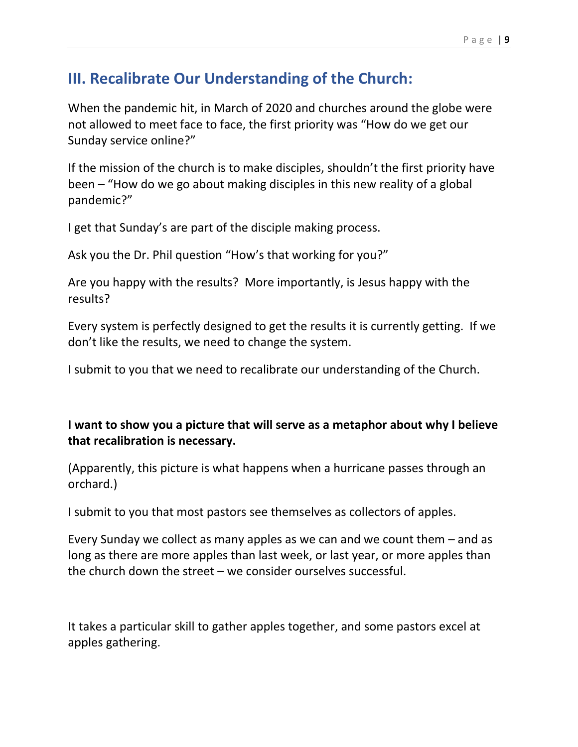## III. Recalibrate Our Understanding of the Church:

When the pandemic hit, in March of 2020 and churches around the globe were not allowed to meet face to face, the first priority was "How do we get our Sunday service online?"

If the mission of the church is to make disciples, shouldn't the first priority have been – "How do we go about making disciples in this new reality of a global pandemic?"

I get that Sunday's are part of the disciple making process.

Ask you the Dr. Phil question "How's that working for you?"

Are you happy with the results? More importantly, is Jesus happy with the results?

Every system is perfectly designed to get the results it is currently getting. If we don't like the results, we need to change the system.

I submit to you that we need to recalibrate our understanding of the Church.

**I want to show you a picture that will serve as a metaphor about why I believe that recalibration is necessary.**

(Apparently, this picture is what happens when a hurricane passes through an orchard.)

I submit to you that most pastors see themselves as collectors of apples.

Every Sunday we collect as many apples as we can and we count them – and as long as there are more apples than last week, or last year, or more apples than the church down the street – we consider ourselves successful.

It takes a particular skill to gather apples together, and some pastors excel at apples gathering.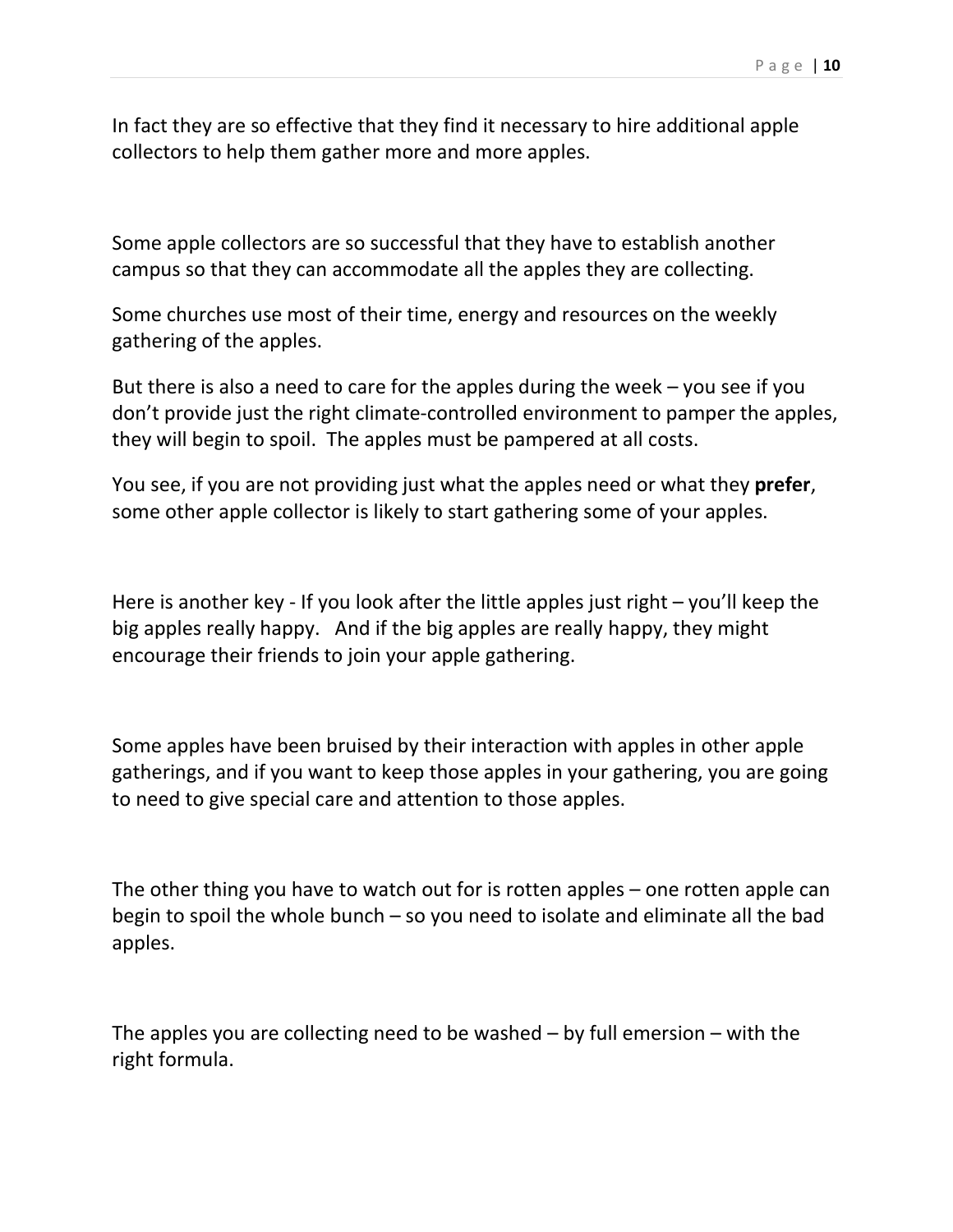In fact they are so effective that they find it necessary to hire additional apple collectors to help them gather more and more apples.

Some apple collectors are so successful that they have to establish another campus so that they can accommodate all the apples they are collecting.

Some churches use most of their time, energy and resources on the weekly gathering of the apples.

But there is also a need to care for the apples during the week – you see if you don't provide just the right climate-controlled environment to pamper the apples, they will begin to spoil. The apples must be pampered at all costs.

You see, if you are not providing just what the apples need or what they **prefer**, some other apple collector is likely to start gathering some of your apples.

Here is another key - If you look after the little apples just right – you'll keep the big apples really happy. And if the big apples are really happy, they might encourage their friends to join your apple gathering.

Some apples have been bruised by their interaction with apples in other apple gatherings, and if you want to keep those apples in your gathering, you are going to need to give special care and attention to those apples.

The other thing you have to watch out for is rotten apples – one rotten apple can begin to spoil the whole bunch – so you need to isolate and eliminate all the bad apples.

The apples you are collecting need to be washed – by full emersion – with the right formula.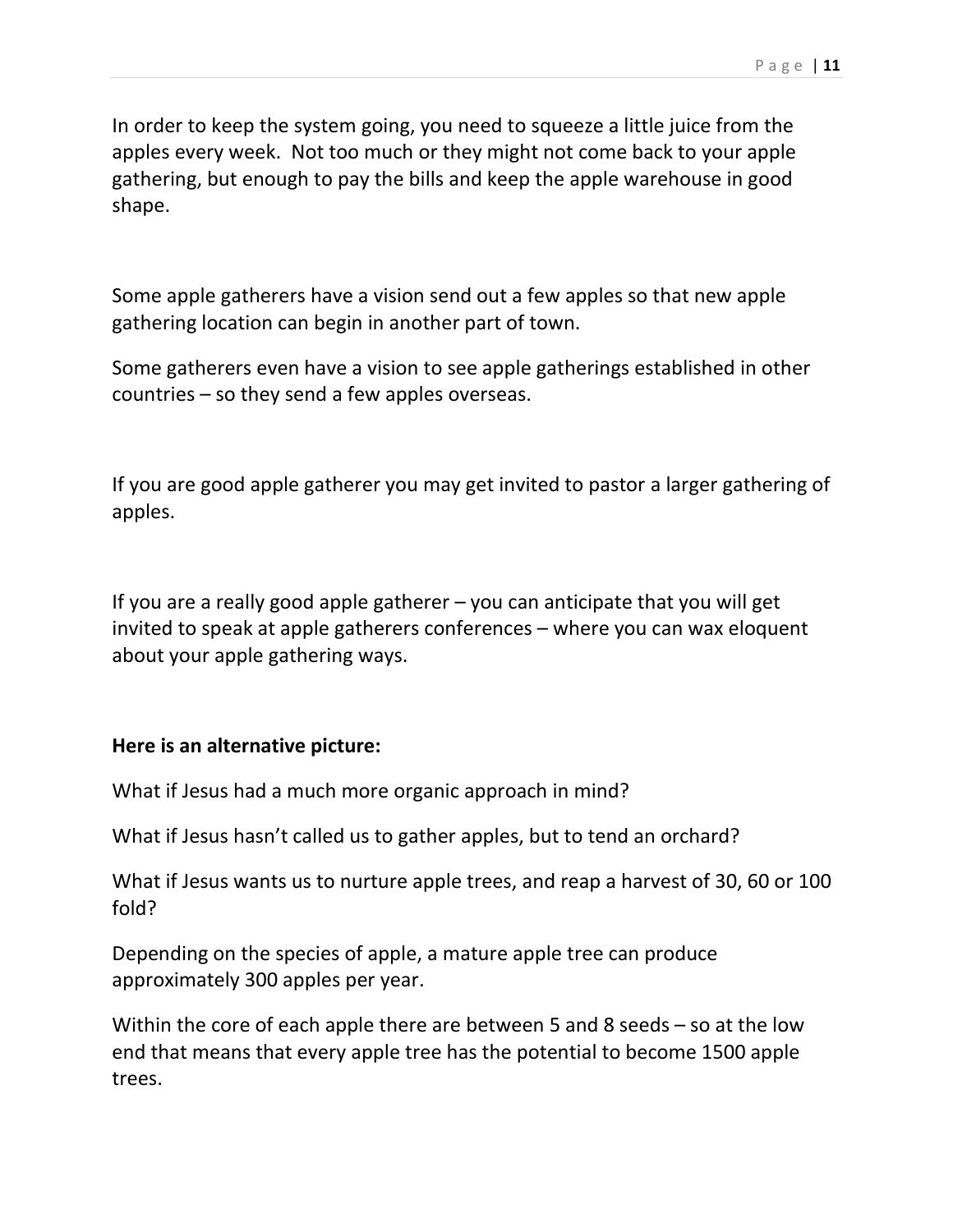In order to keep the system going, you need to squeeze a little juice from the apples every week. Not too much or they might not come back to your apple gathering, but enough to pay the bills and keep the apple warehouse in good shape.

Some apple gatherers have a vision send out a few apples so that new apple gathering location can begin in another part of town.

Some gatherers even have a vision to see apple gatherings established in other countries – so they send a few apples overseas.

If you are good apple gatherer you may get invited to pastor a larger gathering of apples.

If you are a really good apple gatherer – you can anticipate that you will get invited to speak at apple gatherers conferences – where you can wax eloquent about your apple gathering ways.

**Here is an alternative picture:**

What if Jesus had a much more organic approach in mind?

What if Jesus hasn't called us to gather apples, but to tend an orchard?

What if Jesus wants us to nurture apple trees, and reap a harvest of 30, 60 or 100 fold?

Depending on the species of apple, a mature apple tree can produce approximately 300 apples per year.

Within the core of each apple there are between 5 and 8 seeds – so at the low end that means that every apple tree has the potential to become 1500 apple trees.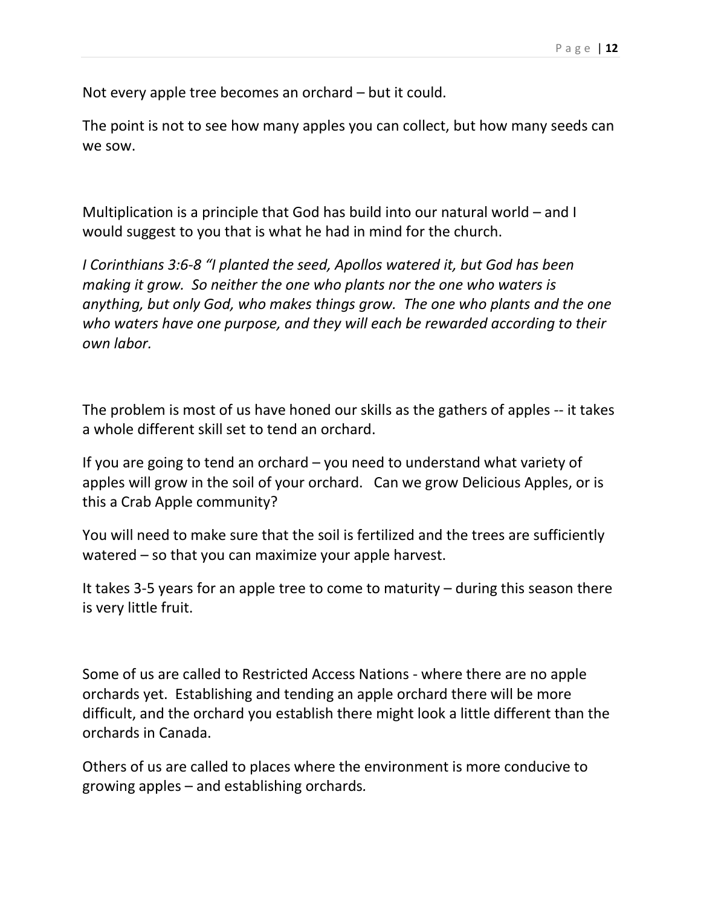Not every apple tree becomes an orchard – but it could.

The point is not to see how many apples you can collect, but how many seeds can we sow.

Multiplication is a principle that God has build into our natural world – and I would suggest to you that is what he had in mind for the church.

*I Corinthians 3:6-8 "I planted the seed, Apollos watered it, but God has been making it grow. So neither the one who plants nor the one who waters is anything, but only God, who makes things grow. The one who plants and the one who waters have one purpose, and they will each be rewarded according to their own labor.*

The problem is most of us have honed our skills as the gathers of apples -- it takes a whole different skill set to tend an orchard.

If you are going to tend an orchard – you need to understand what variety of apples will grow in the soil of your orchard. Can we grow Delicious Apples, or is this a Crab Apple community?

You will need to make sure that the soil is fertilized and the trees are sufficiently watered – so that you can maximize your apple harvest.

It takes 3-5 years for an apple tree to come to maturity – during this season there is very little fruit.

Some of us are called to Restricted Access Nations - where there are no apple orchards yet. Establishing and tending an apple orchard there will be more difficult, and the orchard you establish there might look a little different than the orchards in Canada.

Others of us are called to places where the environment is more conducive to growing apples – and establishing orchards.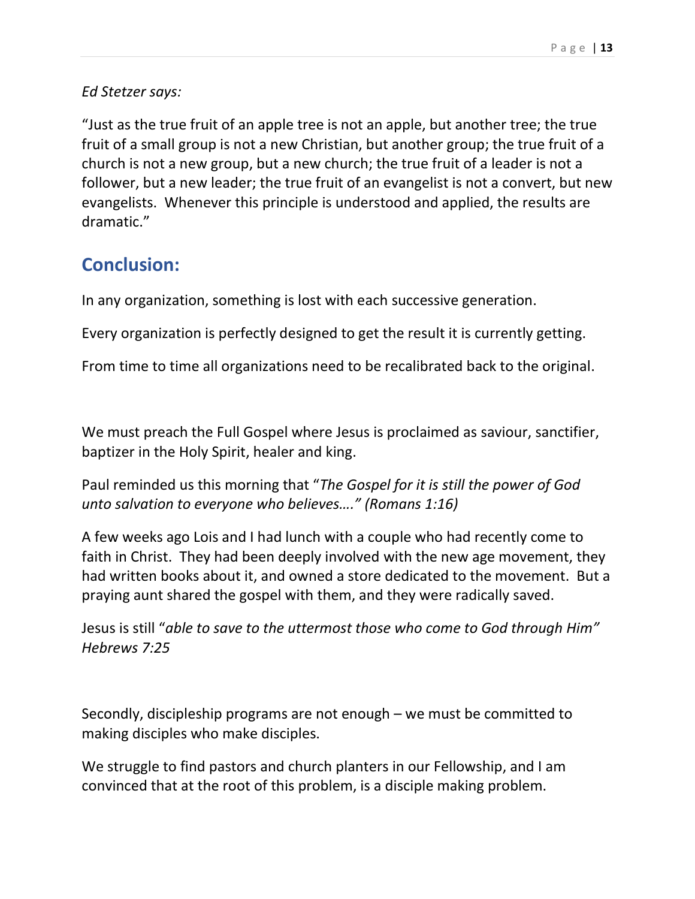*Ed Stetzer says:*

"Just as the true fruit of an apple tree is not an apple, but another tree; the true fruit of a small group is not a new Christian, but another group; the true fruit of a church is not a new group, but a new church; the true fruit of a leader is not a follower, but a new leader; the true fruit of an evangelist is not a convert, but new evangelists. Whenever this principle is understood and applied, the results are dramatic."

## Conclusion:

In any organization, something is lost with each successive generation.

Every organization is perfectly designed to get the result it is currently getting.

From time to time all organizations need to be recalibrated back to the original.

We must preach the Full Gospel where Jesus is proclaimed as saviour, sanctifier, baptizer in the Holy Spirit, healer and king.

Paul reminded us this morning that "*The Gospel for it is still the power of God unto salvation to everyone who believes…." (Romans 1:16)*

A few weeks ago Lois and I had lunch with a couple who had recently come to faith in Christ. They had been deeply involved with the new age movement, they had written books about it, and owned a store dedicated to the movement. But a praying aunt shared the gospel with them, and they were radically saved.

Jesus is still "*able to save to the uttermost those who come to God through Him" Hebrews 7:25*

Secondly, discipleship programs are not enough – we must be committed to making disciples who make disciples.

We struggle to find pastors and church planters in our Fellowship, and I am convinced that at the root of this problem, is a disciple making problem.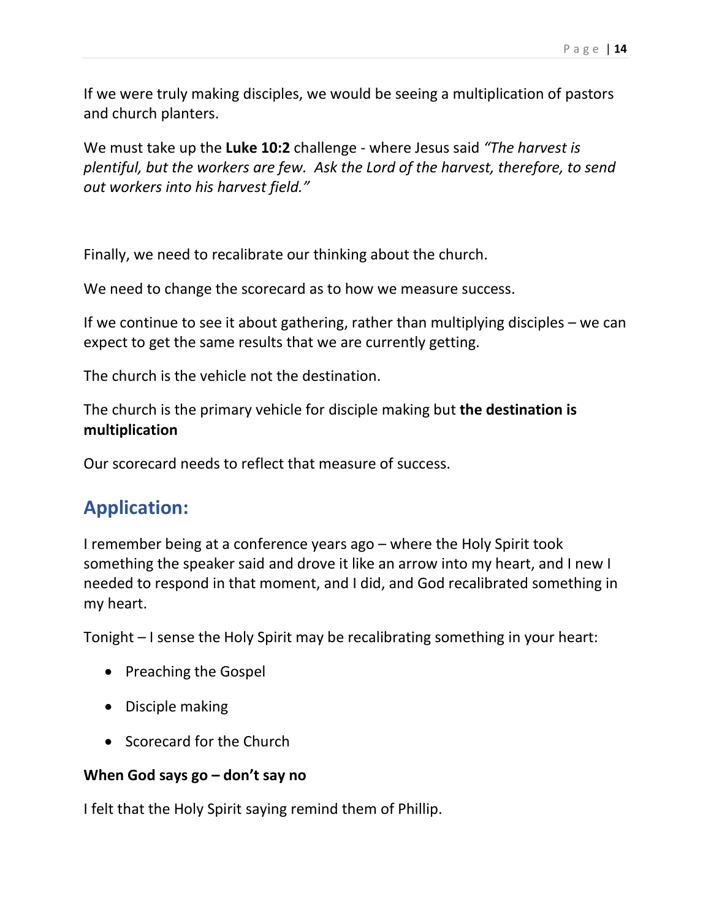If we were truly making disciples, we would be seeing a multiplication of pastors and church planters.

We must take up the **Luke 10:2** challenge - where Jesus said *"The harvest is plentiful, but the workers are few. Ask the Lord of the harvest, therefore, to send out workers into his harvest field."*

Finally, we need to recalibrate our thinking about the church.

We need to change the scorecard as to how we measure success.

If we continue to see it about gathering, rather than multiplying disciples – we can expect to get the same results that we are currently getting.

The church is the vehicle not the destination.

The church is the primary vehicle for disciple making but **the destination is multiplication**

Our scorecard needs to reflect that measure of success.

## Application:

I remember being at a conference years ago – where the Holy Spirit took something the speaker said and drove it like an arrow into my heart, and I new I needed to respond in that moment, and I did, and God recalibrated something in my heart.

Tonight – I sense the Holy Spirit may be recalibrating something in your heart:

- Preaching the Gospel
- Disciple making
- Scorecard for the Church

**When God says go – don't say no**

I felt that the Holy Spirit saying remind them of Phillip.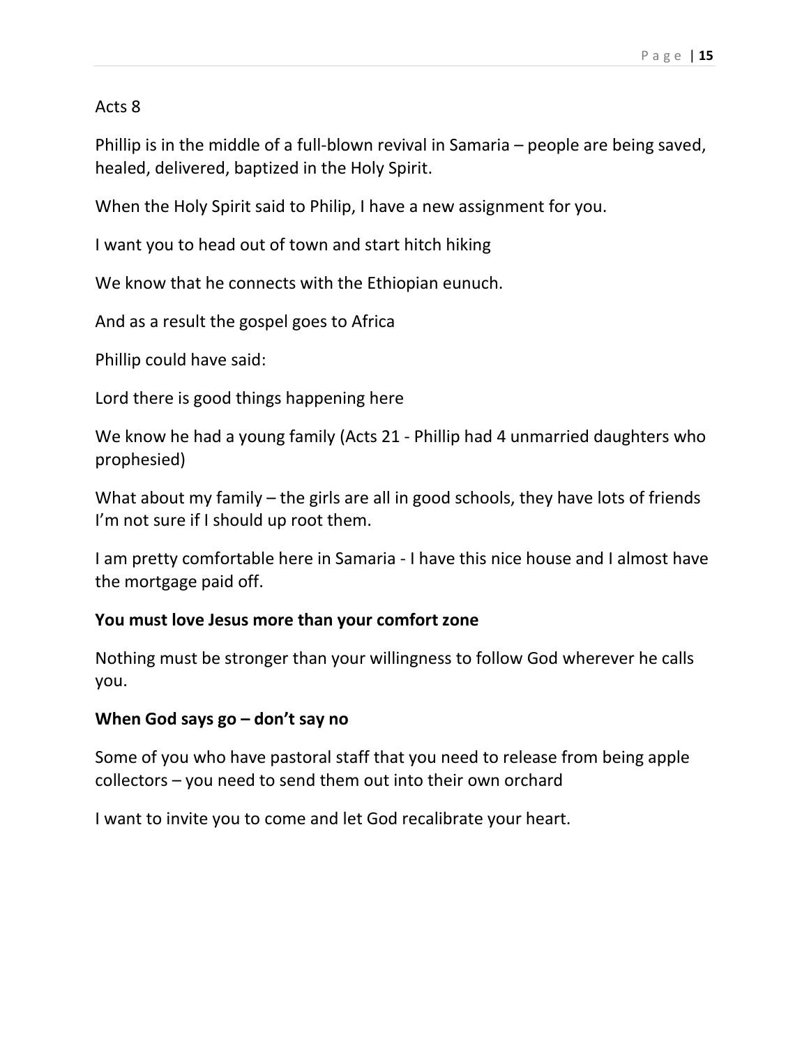Acts 8

Phillip is in the middle of a full-blown revival in Samaria – people are being saved, healed, delivered, baptized in the Holy Spirit.

When the Holy Spirit said to Philip, I have a new assignment for you.

I want you to head out of town and start hitch hiking

We know that he connects with the Ethiopian eunuch.

And as a result the gospel goes to Africa

Phillip could have said:

Lord there is good things happening here

We know he had a young family (Acts 21 - Phillip had 4 unmarried daughters who prophesied)

What about my family – the girls are all in good schools, they have lots of friends I'm not sure if I should up root them.

I am pretty comfortable here in Samaria - I have this nice house and I almost have the mortgage paid off.

**You must love Jesus more than your comfort zone**

Nothing must be stronger than your willingness to follow God wherever he calls you.

**When God says go – don't say no**

Some of you who have pastoral staff that you need to release from being apple collectors – you need to send them out into their own orchard

I want to invite you to come and let God recalibrate your heart.